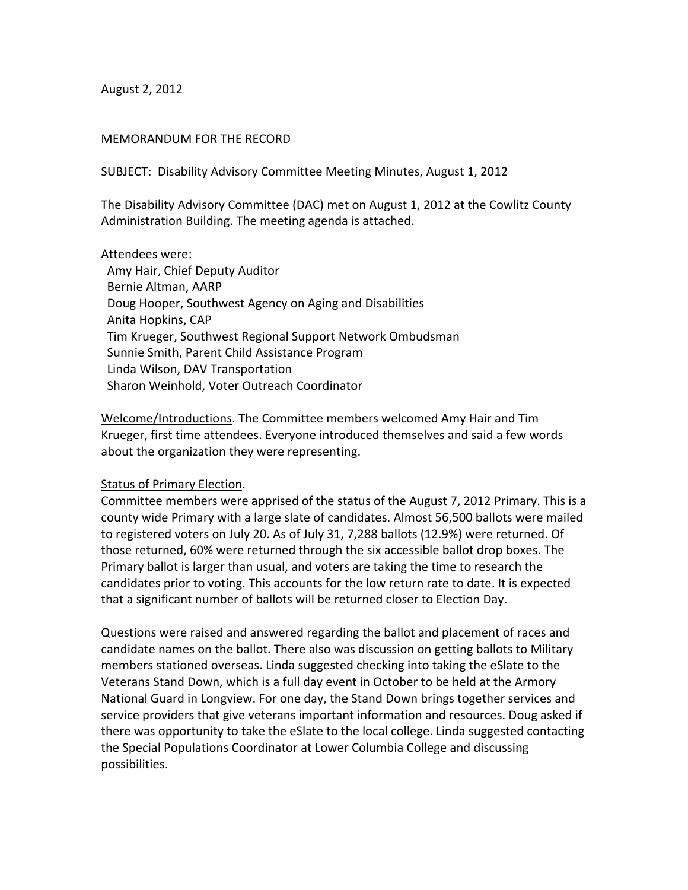August 2, 2012

MEMORANDUM FOR THE RECORD

SUBJECT: Disability Advisory Committee Meeting Minutes, August 1, 2012

The Disability Advisory Committee (DAC) met on August 1, 2012 at the Cowlitz County Administration Building. The meeting agenda is attached.

Attendees were:
- Amy Hair, Chief Deputy Auditor
- Bernie Altman, AARP
- Doug Hooper, Southwest Agency on Aging and Disabilities
- Anita Hopkins, CAP
- Tim Krueger, Southwest Regional Support Network Ombudsman
- Sunnie Smith, Parent Child Assistance Program
- Linda Wilson, DAV Transportation
- Sharon Weinhold, Voter Outreach Coordinator

<u>Welcome/Introductions</u>. The Committee members welcomed Amy Hair and Tim Krueger, first time attendees. Everyone introduced themselves and said a few words about the organization they were representing.

<u>Status of Primary Election</u>.
Committee members were apprised of the status of the August 7, 2012 Primary. This is a county wide Primary with a large slate of candidates. Almost 56,500 ballots were mailed to registered voters on July 20. As of July 31, 7,288 ballots (12.9%) were returned. Of those returned, 60% were returned through the six accessible ballot drop boxes. The Primary ballot is larger than usual, and voters are taking the time to research the candidates prior to voting. This accounts for the low return rate to date. It is expected that a significant number of ballots will be returned closer to Election Day.

Questions were raised and answered regarding the ballot and placement of races and candidate names on the ballot. There also was discussion on getting ballots to Military members stationed overseas. Linda suggested checking into taking the eSlate to the Veterans Stand Down, which is a full day event in October to be held at the Armory National Guard in Longview. For one day, the Stand Down brings together services and service providers that give veterans important information and resources. Doug asked if there was opportunity to take the eSlate to the local college. Linda suggested contacting the Special Populations Coordinator at Lower Columbia College and discussing possibilities.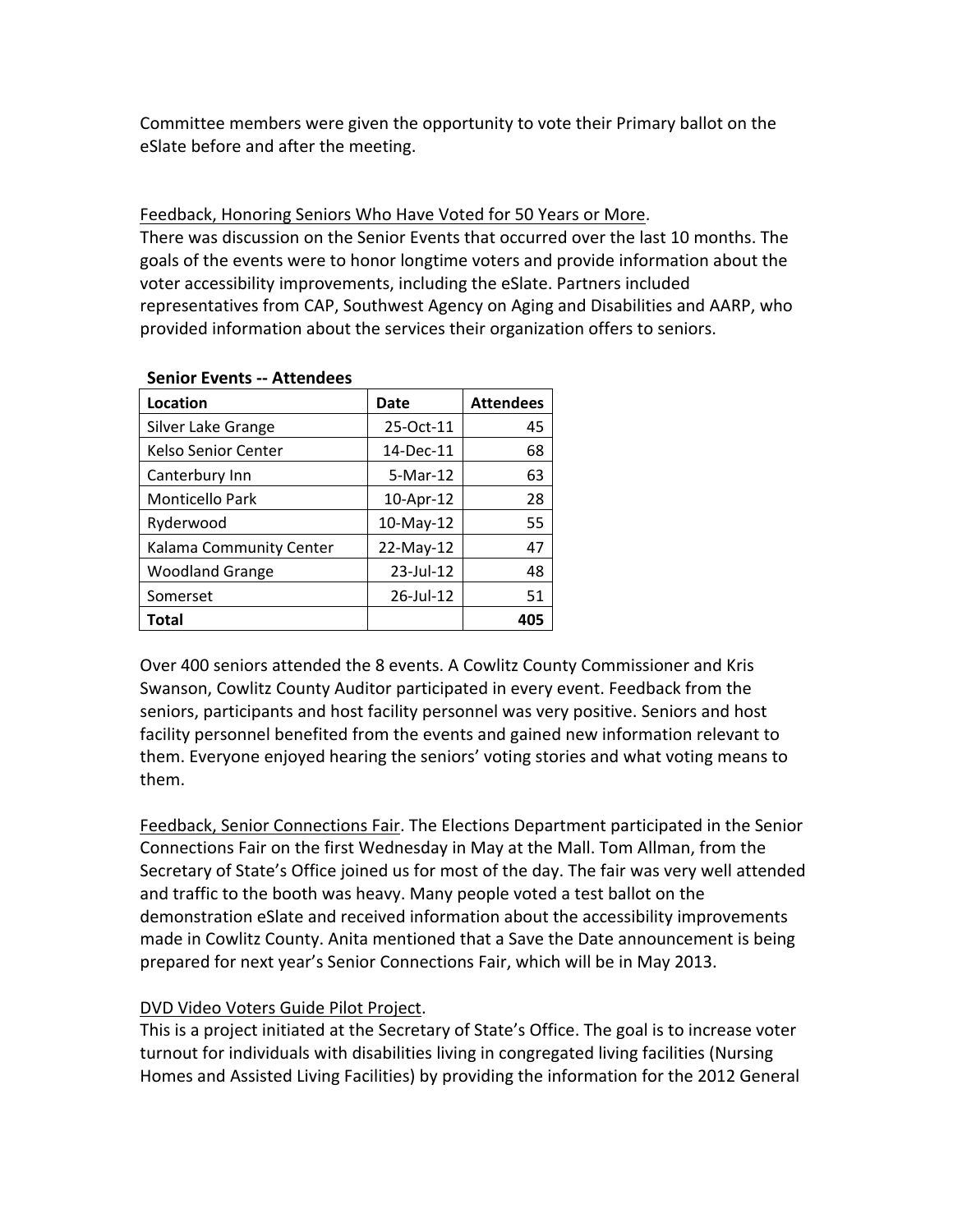Committee members were given the opportunity to vote their Primary ballot on the eSlate before and after the meeting.

Feedback, Honoring Seniors Who Have Voted for 50 Years or More.
There was discussion on the Senior Events that occurred over the last 10 months. The goals of the events were to honor longtime voters and provide information about the voter accessibility improvements, including the eSlate. Partners included representatives from CAP, Southwest Agency on Aging and Disabilities and AARP, who provided information about the services their organization offers to seniors.

**Senior Events -- Attendees**

| Location | Date | Attendees |
|---|---|---|
| Silver Lake Grange | 25-Oct-11 | 45 |
| Kelso Senior Center | 14-Dec-11 | 68 |
| Canterbury Inn | 5-Mar-12 | 63 |
| Monticello Park | 10-Apr-12 | 28 |
| Ryderwood | 10-May-12 | 55 |
| Kalama Community Center | 22-May-12 | 47 |
| Woodland Grange | 23-Jul-12 | 48 |
| Somerset | 26-Jul-12 | 51 |
| **Total** | | **405** |

Over 400 seniors attended the 8 events. A Cowlitz County Commissioner and Kris Swanson, Cowlitz County Auditor participated in every event. Feedback from the seniors, participants and host facility personnel was very positive. Seniors and host facility personnel benefited from the events and gained new information relevant to them. Everyone enjoyed hearing the seniors' voting stories and what voting means to them.

Feedback, Senior Connections Fair. The Elections Department participated in the Senior Connections Fair on the first Wednesday in May at the Mall. Tom Allman, from the Secretary of State's Office joined us for most of the day. The fair was very well attended and traffic to the booth was heavy. Many people voted a test ballot on the demonstration eSlate and received information about the accessibility improvements made in Cowlitz County. Anita mentioned that a Save the Date announcement is being prepared for next year's Senior Connections Fair, which will be in May 2013.

DVD Video Voters Guide Pilot Project.
This is a project initiated at the Secretary of State's Office. The goal is to increase voter turnout for individuals with disabilities living in congregated living facilities (Nursing Homes and Assisted Living Facilities) by providing the information for the 2012 General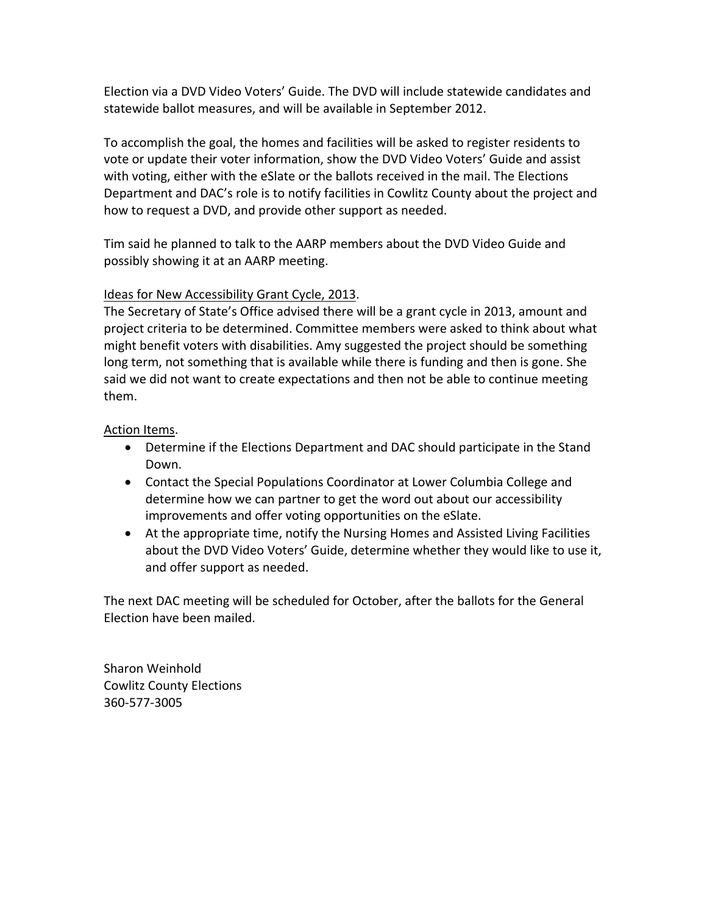Election via a DVD Video Voters' Guide. The DVD will include statewide candidates and statewide ballot measures, and will be available in September 2012.

To accomplish the goal, the homes and facilities will be asked to register residents to vote or update their voter information, show the DVD Video Voters' Guide and assist with voting, either with the eSlate or the ballots received in the mail. The Elections Department and DAC's role is to notify facilities in Cowlitz County about the project and how to request a DVD, and provide other support as needed.

Tim said he planned to talk to the AARP members about the DVD Video Guide and possibly showing it at an AARP meeting.

<u>Ideas for New Accessibility Grant Cycle, 2013</u>.
The Secretary of State's Office advised there will be a grant cycle in 2013, amount and project criteria to be determined. Committee members were asked to think about what might benefit voters with disabilities. Amy suggested the project should be something long term, not something that is available while there is funding and then is gone. She said we did not want to create expectations and then not be able to continue meeting them.

<u>Action Items</u>.

- Determine if the Elections Department and DAC should participate in the Stand Down.
- Contact the Special Populations Coordinator at Lower Columbia College and determine how we can partner to get the word out about our accessibility improvements and offer voting opportunities on the eSlate.
- At the appropriate time, notify the Nursing Homes and Assisted Living Facilities about the DVD Video Voters' Guide, determine whether they would like to use it, and offer support as needed.

The next DAC meeting will be scheduled for October, after the ballots for the General Election have been mailed.

Sharon Weinhold
Cowlitz County Elections
360-577-3005